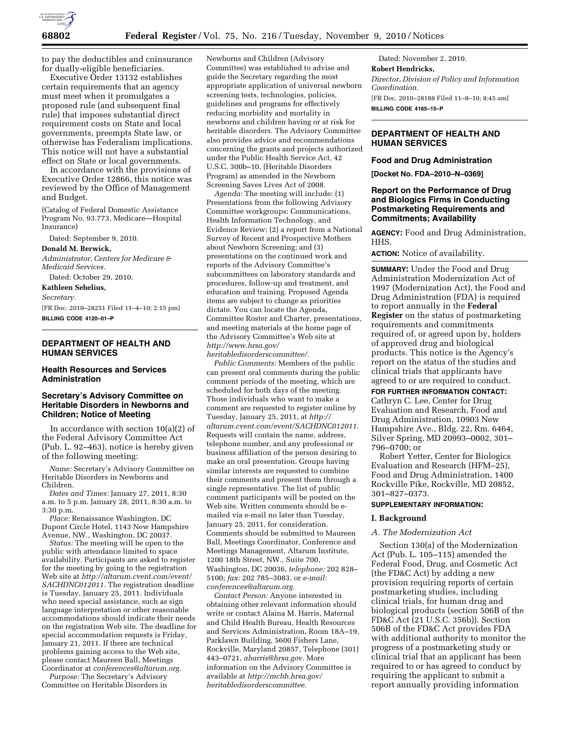to pay the deductibles and coinsurance for dually-eligible beneficiaries.

Executive Order 13132 establishes certain requirements that an agency must meet when it promulgates a proposed rule (and subsequent final rule) that imposes substantial direct requirement costs on State and local governments, preempts State law, or otherwise has Federalism implications. This notice will not have a substantial effect on State or local governments.

In accordance with the provisions of Executive Order 12866, this notice was reviewed by the Office of Management and Budget.

(Catalog of Federal Domestic Assistance Program No. 93.773, Medicare—Hospital Insurance)

Dated: September 9, 2010.

**Donald M. Berwick,**

*Administrator, Centers for Medicare & Medicaid Services.*

Dated: October 29, 2010.

**Kathleen Sebelius,**

*Secretary.*

[FR Doc. 2010–28251 Filed 11–4–10; 2:15 pm]

**BILLING CODE 4120–01–P**

## DEPARTMENT OF HEALTH AND HUMAN SERVICES

### Health Resources and Services Administration

### Secretary's Advisory Committee on Heritable Disorders in Newborns and Children; Notice of Meeting

In accordance with section 10(a)(2) of the Federal Advisory Committee Act (Pub. L. 92–463), notice is hereby given of the following meeting:

*Name:* Secretary's Advisory Committee on Heritable Disorders in Newborns and Children.

*Dates and Times:* January 27, 2011, 8:30 a.m. to 5 p.m. January 28, 2011, 8:30 a.m. to 3:30 p.m.

*Place:* Renaissance Washington, DC Dupont Circle Hotel, 1143 New Hampshire Avenue, NW., Washington, DC 20037.

*Status:* The meeting will be open to the public with attendance limited to space availability. Participants are asked to register for the meeting by going to the registration Web site at *http://altarum.cvent.com/event/SACHDNC012011.* The registration deadline is Tuesday, January 25, 2011. Individuals who need special assistance, such as sign language interpretation or other reasonable accommodations should indicate their needs on the registration Web site. The deadline for special accommodation requests is Friday, January 21, 2011. If there are technical problems gaining access to the Web site, please contact Maureen Ball, Meetings Coordinator at *conferences@altarum.org.*

*Purpose:* The Secretary's Advisory Committee on Heritable Disorders in Newborns and Children (Advisory Committee) was established to advise and guide the Secretary regarding the most appropriate application of universal newborn screening tests, technologies, policies, guidelines and programs for effectively reducing morbidity and mortality in newborns and children having or at risk for heritable disorders. The Advisory Committee also provides advice and recommendations concerning the grants and projects authorized under the Public Health Service Act, 42 U.S.C. 300b–10, (Heritable Disorders Program) as amended in the Newborn Screening Saves Lives Act of 2008.

*Agenda:* The meeting will include: (1) Presentations from the following Advisory Committee workgroups: Communications, Health Information Technology, and Evidence Review; (2) a report from a National Survey of Recent and Prospective Mothers about Newborn Screening; and (3) presentations on the continued work and reports of the Advisory Committee's subcommittees on laboratory standards and procedures, follow-up and treatment, and education and training. Proposed Agenda items are subject to change as priorities dictate. You can locate the Agenda, Committee Roster and Charter, presentations, and meeting materials at the home page of the Advisory Committee's Web site at *http://www.hrsa.gov/heritabledisorderscommittee/.*

*Public Comments:* Members of the public can present oral comments during the public comment periods of the meeting, which are scheduled for both days of the meeting. Those individuals who want to make a comment are requested to register online by Tuesday, January 25, 2011, at *http://altarum.cvent.com/event/SACHDNC012011.* Requests will contain the name, address, telephone number, and any professional or business affiliation of the person desiring to make an oral presentation. Groups having similar interests are requested to combine their comments and present them through a single representative. The list of public comment participants will be posted on the Web site. Written comments should be e-mailed via e-mail no later than Tuesday, January 25, 2011, for consideration. Comments should be submitted to Maureen Ball, Meetings Coordinator, Conference and Meetings Management, Altarum Institute, 1200 18th Street, NW., Suite 700, Washington, DC 20036, *telephone:* 202 828–5100; *fax:* 202 785–3083, or *e-mail: conferences@altarum.org.*

*Contact Person:* Anyone interested in obtaining other relevant information should write or contact Alaina M. Harris, Maternal and Child Health Bureau, Health Resources and Services Administration, Room 18A–19, Parklawn Building, 5600 Fishers Lane, Rockville, Maryland 20857, Telephone (301) 443–0721, *aharris@hrsa.gov.* More information on the Advisory Committee is available at *http://mchb.hrsa.gov/heritabledisorderscommittee.*

Dated: November 2, 2010.

**Robert Hendricks,**

*Director, Division of Policy and Information Coordination.*

[FR Doc. 2010–28188 Filed 11–8–10; 8:45 am]

**BILLING CODE 4165–15–P**

## DEPARTMENT OF HEALTH AND HUMAN SERVICES

### Food and Drug Administration

**[Docket No. FDA–2010–N–0369]**

### Report on the Performance of Drug and Biologics Firms in Conducting Postmarketing Requirements and Commitments; Availability

**AGENCY:** Food and Drug Administration, HHS.

**ACTION:** Notice of availability.

**SUMMARY:** Under the Food and Drug Administration Modernization Act of 1997 (Modernization Act), the Food and Drug Administration (FDA) is required to report annually in the **Federal Register** on the status of postmarketing requirements and commitments required of, or agreed upon by, holders of approved drug and biological products. This notice is the Agency's report on the status of the studies and clinical trials that applicants have agreed to or are required to conduct.

**FOR FURTHER INFORMATION CONTACT:** Cathryn C. Lee, Center for Drug Evaluation and Research, Food and Drug Administration, 10903 New Hampshire Ave., Bldg. 22, Rm. 6464, Silver Spring, MD 20993–0002, 301–796–0700; or

Robert Yetter, Center for Biologics Evaluation and Research (HFM–25), Food and Drug Administration, 1400 Rockville Pike, Rockville, MD 20852, 301–827–0373.

**SUPPLEMENTARY INFORMATION:**

#### I. Background

##### *A. The Modernization Act*

Section 130(a) of the Modernization Act (Pub. L. 105–115) amended the Federal Food, Drug, and Cosmetic Act (the FD&C Act) by adding a new provision requiring reports of certain postmarketing studies, including clinical trials, for human drug and biological products (section 506B of the FD&C Act (21 U.S.C. 356b)). Section 506B of the FD&C Act provides FDA with additional authority to monitor the progress of a postmarketing study or clinical trial that an applicant has been required to or has agreed to conduct by requiring the applicant to submit a report annually providing information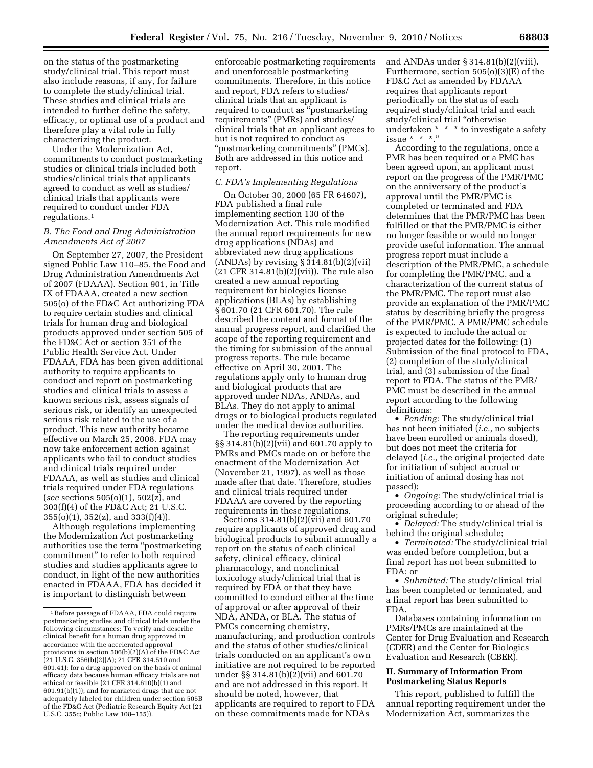on the status of the postmarketing study/clinical trial. This report must also include reasons, if any, for failure to complete the study/clinical trial. These studies and clinical trials are intended to further define the safety, efficacy, or optimal use of a product and therefore play a vital role in fully characterizing the product.

Under the Modernization Act, commitments to conduct postmarketing studies or clinical trials included both studies/clinical trials that applicants agreed to conduct as well as studies/clinical trials that applicants were required to conduct under FDA regulations.[1]

### B. The Food and Drug Administration Amendments Act of 2007

On September 27, 2007, the President signed Public Law 110–85, the Food and Drug Administration Amendments Act of 2007 (FDAAA). Section 901, in Title IX of FDAAA, created a new section 505(o) of the FD&C Act authorizing FDA to require certain studies and clinical trials for human drug and biological products approved under section 505 of the FD&C Act or section 351 of the Public Health Service Act. Under FDAAA, FDA has been given additional authority to require applicants to conduct and report on postmarketing studies and clinical trials to assess a known serious risk, assess signals of serious risk, or identify an unexpected serious risk related to the use of a product. This new authority became effective on March 25, 2008. FDA may now take enforcement action against applicants who fail to conduct studies and clinical trials required under FDAAA, as well as studies and clinical trials required under FDA regulations (*see* sections 505(o)(1), 502(z), and 303(f)(4) of the FD&C Act; 21 U.S.C. 355(o)(1), 352(z), and 333(f)(4)).

Although regulations implementing the Modernization Act postmarketing authorities use the term "postmarketing commitment" to refer to both required studies and studies applicants agree to conduct, in light of the new authorities enacted in FDAAA, FDA has decided it is important to distinguish between enforceable postmarketing requirements and unenforceable postmarketing commitments. Therefore, in this notice and report, FDA refers to studies/clinical trials that an applicant is required to conduct as "postmarketing requirements" (PMRs) and studies/clinical trials that an applicant agrees to but is not required to conduct as "postmarketing commitments" (PMCs). Both are addressed in this notice and report.

### C. FDA's Implementing Regulations

On October 30, 2000 (65 FR 64607), FDA published a final rule implementing section 130 of the Modernization Act. This rule modified the annual report requirements for new drug applications (NDAs) and abbreviated new drug applications (ANDAs) by revising § 314.81(b)(2)(vii) (21 CFR 314.81(b)(2)(vii)). The rule also created a new annual reporting requirement for biologics license applications (BLAs) by establishing § 601.70 (21 CFR 601.70). The rule described the content and format of the annual progress report, and clarified the scope of the reporting requirement and the timing for submission of the annual progress reports. The rule became effective on April 30, 2001. The regulations apply only to human drug and biological products that are approved under NDAs, ANDAs, and BLAs. They do not apply to animal drugs or to biological products regulated under the medical device authorities.

The reporting requirements under §§ 314.81(b)(2)(vii) and 601.70 apply to PMRs and PMCs made on or before the enactment of the Modernization Act (November 21, 1997), as well as those made after that date. Therefore, studies and clinical trials required under FDAAA are covered by the reporting requirements in these regulations.

Sections 314.81(b)(2)(vii) and 601.70 require applicants of approved drug and biological products to submit annually a report on the status of each clinical safety, clinical efficacy, clinical pharmacology, and nonclinical toxicology study/clinical trial that is required by FDA or that they have committed to conduct either at the time of approval or after approval of their NDA, ANDA, or BLA. The status of PMCs concerning chemistry, manufacturing, and production controls and the status of other studies/clinical trials conducted on an applicant's own initiative are not required to be reported under §§ 314.81(b)(2)(vii) and 601.70 and are not addressed in this report. It should be noted, however, that applicants are required to report to FDA on these commitments made for NDAs and ANDAs under § 314.81(b)(2)(viii). Furthermore, section 505(o)(3)(E) of the FD&C Act as amended by FDAAA requires that applicants report periodically on the status of each required study/clinical trial and each study/clinical trial "otherwise undertaken * * * to investigate a safety issue * * *."

According to the regulations, once a PMR has been required or a PMC has been agreed upon, an applicant must report on the progress of the PMR/PMC on the anniversary of the product's approval until the PMR/PMC is completed or terminated and FDA determines that the PMR/PMC has been fulfilled or that the PMR/PMC is either no longer feasible or would no longer provide useful information. The annual progress report must include a description of the PMR/PMC, a schedule for completing the PMR/PMC, and a characterization of the current status of the PMR/PMC. The report must also provide an explanation of the PMR/PMC status by describing briefly the progress of the PMR/PMC. A PMR/PMC schedule is expected to include the actual or projected dates for the following: (1) Submission of the final protocol to FDA, (2) completion of the study/clinical trial, and (3) submission of the final report to FDA. The status of the PMR/PMC must be described in the annual report according to the following definitions:

- *Pending:* The study/clinical trial has not been initiated (*i.e.,* no subjects have been enrolled or animals dosed), but does not meet the criteria for delayed (*i.e.,* the original projected date for initiation of subject accrual or initiation of animal dosing has not passed);
- *Ongoing:* The study/clinical trial is proceeding according to or ahead of the original schedule;
- *Delayed:* The study/clinical trial is behind the original schedule;
- *Terminated:* The study/clinical trial was ended before completion, but a final report has not been submitted to FDA; or
- *Submitted:* The study/clinical trial has been completed or terminated, and a final report has been submitted to FDA.

Databases containing information on PMRs/PMCs are maintained at the Center for Drug Evaluation and Research (CDER) and the Center for Biologics Evaluation and Research (CBER).

## II. Summary of Information From Postmarketing Status Reports

This report, published to fulfill the annual reporting requirement under the Modernization Act, summarizes the

---

[1] Before passage of FDAAA, FDA could require postmarketing studies and clinical trials under the following circumstances: To verify and describe clinical benefit for a human drug approved in accordance with the accelerated approval provisions in section 506(b)(2)(A) of the FD&C Act (21 U.S.C. 356(b)(2)(A); 21 CFR 314.510 and 601.41); for a drug approved on the basis of animal efficacy data because human efficacy trials are not ethical or feasible (21 CFR 314.610(b)(1) and 601.91(b)(1)); and for marketed drugs that are not adequately labeled for children under section 505B of the FD&C Act (Pediatric Research Equity Act (21 U.S.C. 355c; Public Law 108–155)).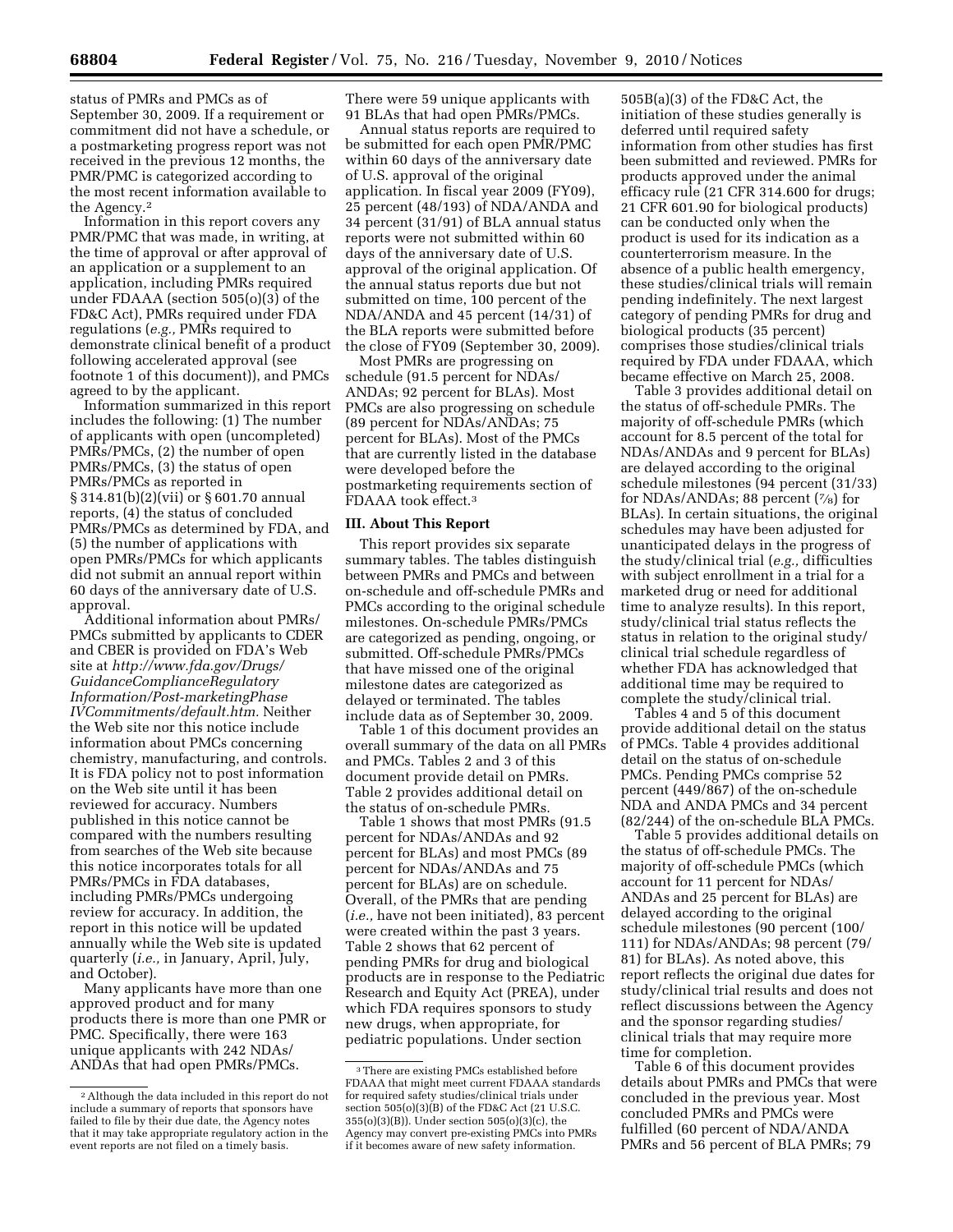status of PMRs and PMCs as of September 30, 2009. If a requirement or commitment did not have a schedule, or a postmarketing progress report was not received in the previous 12 months, the PMR/PMC is categorized according to the most recent information available to the Agency.[2]

Information in this report covers any PMR/PMC that was made, in writing, at the time of approval or after approval of an application or a supplement to an application, including PMRs required under FDAAA (section 505(o)(3) of the FD&C Act), PMRs required under FDA regulations (*e.g.,* PMRs required to demonstrate clinical benefit of a product following accelerated approval (see footnote 1 of this document)), and PMCs agreed to by the applicant.

Information summarized in this report includes the following: (1) The number of applicants with open (uncompleted) PMRs/PMCs, (2) the number of open PMRs/PMCs, (3) the status of open PMRs/PMCs as reported in § 314.81(b)(2)(vii) or § 601.70 annual reports, (4) the status of concluded PMRs/PMCs as determined by FDA, and (5) the number of applications with open PMRs/PMCs for which applicants did not submit an annual report within 60 days of the anniversary date of U.S. approval.

Additional information about PMRs/PMCs submitted by applicants to CDER and CBER is provided on FDA's Web site at *http://www.fda.gov/Drugs/GuidanceComplianceRegulatoryInformation/Post-marketingPhaseIVCommitments/default.htm.* Neither the Web site nor this notice include information about PMCs concerning chemistry, manufacturing, and controls. It is FDA policy not to post information on the Web site until it has been reviewed for accuracy. Numbers published in this notice cannot be compared with the numbers resulting from searches of the Web site because this notice incorporates totals for all PMRs/PMCs in FDA databases, including PMRs/PMCs undergoing review for accuracy. In addition, the report in this notice will be updated annually while the Web site is updated quarterly (*i.e.,* in January, April, July, and October).

Many applicants have more than one approved product and for many products there is more than one PMR or PMC. Specifically, there were 163 unique applicants with 242 NDAs/ANDAs that had open PMRs/PMCs. There were 59 unique applicants with 91 BLAs that had open PMRs/PMCs.

Annual status reports are required to be submitted for each open PMR/PMC within 60 days of the anniversary date of U.S. approval of the original application. In fiscal year 2009 (FY09), 25 percent (48/193) of NDA/ANDA and 34 percent (31/91) of BLA annual status reports were not submitted within 60 days of the anniversary date of U.S. approval of the original application. Of the annual status reports due but not submitted on time, 100 percent of the NDA/ANDA and 45 percent (14/31) of the BLA reports were submitted before the close of FY09 (September 30, 2009).

Most PMRs are progressing on schedule (91.5 percent for NDAs/ANDAs; 92 percent for BLAs). Most PMCs are also progressing on schedule (89 percent for NDAs/ANDAs; 75 percent for BLAs). Most of the PMCs that are currently listed in the database were developed before the postmarketing requirements section of FDAAA took effect.[3]

## III. About This Report

This report provides six separate summary tables. The tables distinguish between PMRs and PMCs and between on-schedule and off-schedule PMRs and PMCs according to the original schedule milestones. On-schedule PMRs/PMCs are categorized as pending, ongoing, or submitted. Off-schedule PMRs/PMCs that have missed one of the original milestone dates are categorized as delayed or terminated. The tables include data as of September 30, 2009.

Table 1 of this document provides an overall summary of the data on all PMRs and PMCs. Tables 2 and 3 of this document provide detail on PMRs. Table 2 provides additional detail on the status of on-schedule PMRs.

Table 1 shows that most PMRs (91.5 percent for NDAs/ANDAs and 92 percent for BLAs) and most PMCs (89 percent for NDAs/ANDAs and 75 percent for BLAs) are on schedule. Overall, of the PMRs that are pending (*i.e.,* have not been initiated), 83 percent were created within the past 3 years. Table 2 shows that 62 percent of pending PMRs for drug and biological products are in response to the Pediatric Research and Equity Act (PREA), under which FDA requires sponsors to study new drugs, when appropriate, for pediatric populations. Under section 505B(a)(3) of the FD&C Act, the initiation of these studies generally is deferred until required safety information from other studies has first been submitted and reviewed. PMRs for products approved under the animal efficacy rule (21 CFR 314.600 for drugs; 21 CFR 601.90 for biological products) can be conducted only when the product is used for its indication as a counterterrorism measure. In the absence of a public health emergency, these studies/clinical trials will remain pending indefinitely. The next largest category of pending PMRs for drug and biological products (35 percent) comprises those studies/clinical trials required by FDA under FDAAA, which became effective on March 25, 2008.

Table 3 provides additional detail on the status of off-schedule PMRs. The majority of off-schedule PMRs (which account for 8.5 percent of the total for NDAs/ANDAs and 9 percent for BLAs) are delayed according to the original schedule milestones (94 percent (31/33) for NDAs/ANDAs; 88 percent (7/8) for BLAs). In certain situations, the original schedules may have been adjusted for unanticipated delays in the progress of the study/clinical trial (*e.g.,* difficulties with subject enrollment in a trial for a marketed drug or need for additional time to analyze results). In this report, study/clinical trial status reflects the status in relation to the original study/clinical trial schedule regardless of whether FDA has acknowledged that additional time may be required to complete the study/clinical trial.

Tables 4 and 5 of this document provide additional detail on the status of PMCs. Table 4 provides additional detail on the status of on-schedule PMCs. Pending PMCs comprise 52 percent (449/867) of the on-schedule NDA and ANDA PMCs and 34 percent (82/244) of the on-schedule BLA PMCs.

Table 5 provides additional details on the status of off-schedule PMCs. The majority of off-schedule PMCs (which account for 11 percent for NDAs/ANDAs and 25 percent for BLAs) are delayed according to the original schedule milestones (90 percent (100/111) for NDAs/ANDAs; 98 percent (79/81) for BLAs). As noted above, this report reflects the original due dates for study/clinical trial results and does not reflect discussions between the Agency and the sponsor regarding studies/clinical trials that may require more time for completion.

Table 6 of this document provides details about PMRs and PMCs that were concluded in the previous year. Most concluded PMRs and PMCs were fulfilled (60 percent of NDA/ANDA PMRs and 56 percent of BLA PMRs; 79

---

[2] Although the data included in this report do not include a summary of reports that sponsors have failed to file by their due date, the Agency notes that it may take appropriate regulatory action in the event reports are not filed on a timely basis.

[3] There are existing PMCs established before FDAAA that might meet current FDAAA standards for required safety studies/clinical trials under section 505(o)(3)(B) of the FD&C Act (21 U.S.C. 355(o)(3)(B)). Under section 505(o)(3)(c), the Agency may convert pre-existing PMCs into PMRs if it becomes aware of new safety information.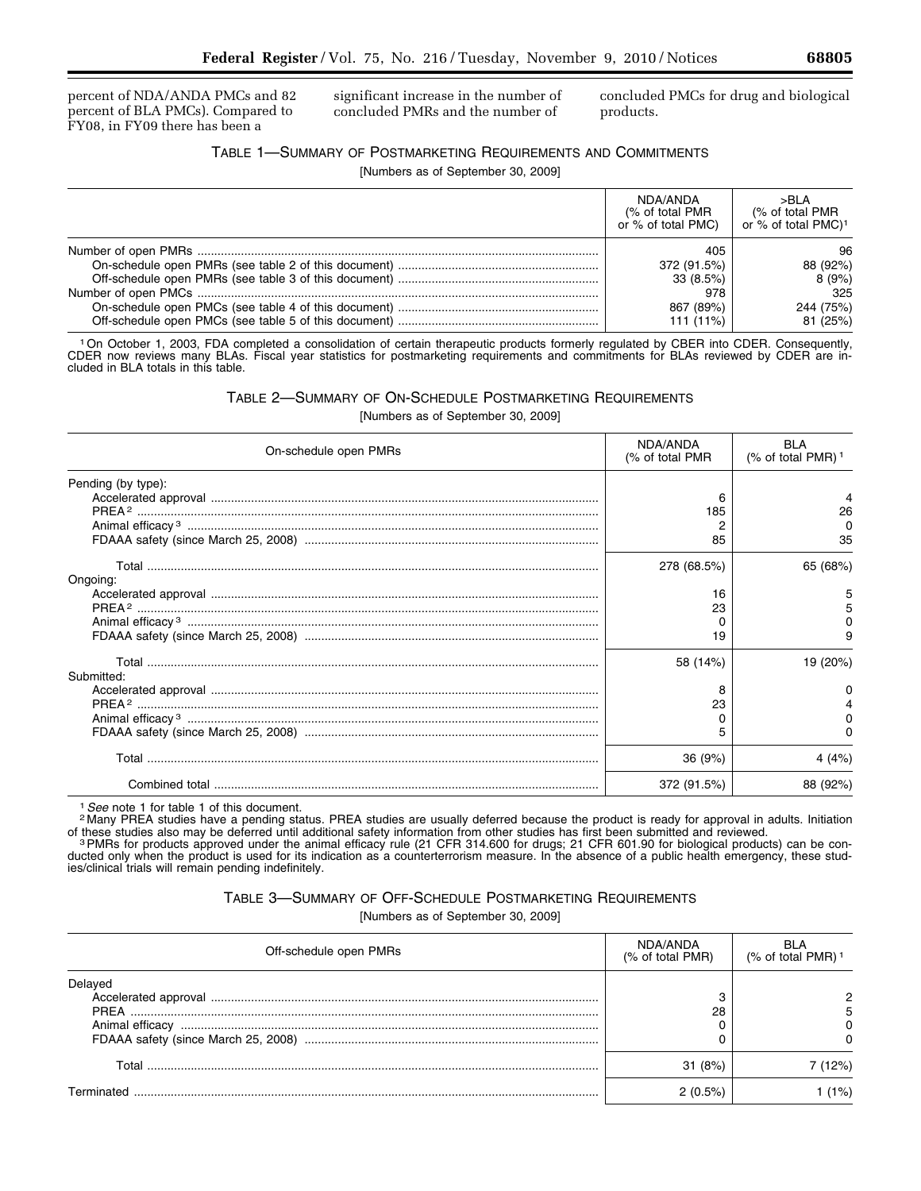percent of NDA/ANDA PMCs and 82 percent of BLA PMCs). Compared to FY08, in FY09 there has been a significant increase in the number of concluded PMRs and the number of concluded PMCs for drug and biological products.

TABLE 1—SUMMARY OF POSTMARKETING REQUIREMENTS AND COMMITMENTS

[Numbers as of September 30, 2009]

| | NDA/ANDA (% of total PMR or % of total PMC) | >BLA (% of total PMR or % of total PMC)[1] |
|---|---|---|
| Number of open PMRs | 405 | 96 |
| On-schedule open PMRs (see table 2 of this document) | 372 (91.5%) | 88 (92%) |
| Off-schedule open PMRs (see table 3 of this document) | 33 (8.5%) | 8 (9%) |
| Number of open PMCs | 978 | 325 |
| On-schedule open PMCs (see table 4 of this document) | 867 (89%) | 244 (75%) |
| Off-schedule open PMCs (see table 5 of this document) | 111 (11%) | 81 (25%) |

[1] On October 1, 2003, FDA completed a consolidation of certain therapeutic products formerly regulated by CBER into CDER. Consequently, CDER now reviews many BLAs. Fiscal year statistics for postmarketing requirements and commitments for BLAs reviewed by CDER are included in BLA totals in this table.

TABLE 2—SUMMARY OF ON-SCHEDULE POSTMARKETING REQUIREMENTS

[Numbers as of September 30, 2009]

| On-schedule open PMRs | NDA/ANDA (% of total PMR | BLA (% of total PMR)[1] |
|---|---|---|
| Pending (by type): | | |
| Accelerated approval | 6 | 4 |
| PREA[2] | 185 | 26 |
| Animal efficacy[3] | 2 | 0 |
| FDAAA safety (since March 25, 2008) | 85 | 35 |
| Total | 278 (68.5%) | 65 (68%) |
| Ongoing: | | |
| Accelerated approval | 16 | 5 |
| PREA[2] | 23 | 5 |
| Animal efficacy[3] | 0 | 0 |
| FDAAA safety (since March 25, 2008) | 19 | 9 |
| Total | 58 (14%) | 19 (20%) |
| Submitted: | | |
| Accelerated approval | 8 | 0 |
| PREA[2] | 23 | 4 |
| Animal efficacy[3] | 0 | 0 |
| FDAAA safety (since March 25, 2008) | 5 | 0 |
| Total | 36 (9%) | 4 (4%) |
| Combined total | 372 (91.5%) | 88 (92%) |

[1] *See* note 1 for table 1 of this document.

[2] Many PREA studies have a pending status. PREA studies are usually deferred because the product is ready for approval in adults. Initiation of these studies also may be deferred until additional safety information from other studies has first been submitted and reviewed.

[3] PMRs for products approved under the animal efficacy rule (21 CFR 314.600 for drugs; 21 CFR 601.90 for biological products) can be conducted only when the product is used for its indication as a counterterrorism measure. In the absence of a public health emergency, these studies/clinical trials will remain pending indefinitely.

TABLE 3—SUMMARY OF OFF-SCHEDULE POSTMARKETING REQUIREMENTS

[Numbers as of September 30, 2009]

| Off-schedule open PMRs | NDA/ANDA (% of total PMR) | BLA (% of total PMR)[1] |
|---|---|---|
| Delayed | | |
| Accelerated approval | 3 | 2 |
| PREA | 28 | 5 |
| Animal efficacy | 0 | 0 |
| FDAAA safety (since March 25, 2008) | 0 | 0 |
| Total | 31 (8%) | 7 (12%) |
| Terminated | 2 (0.5%) | 1 (1%) |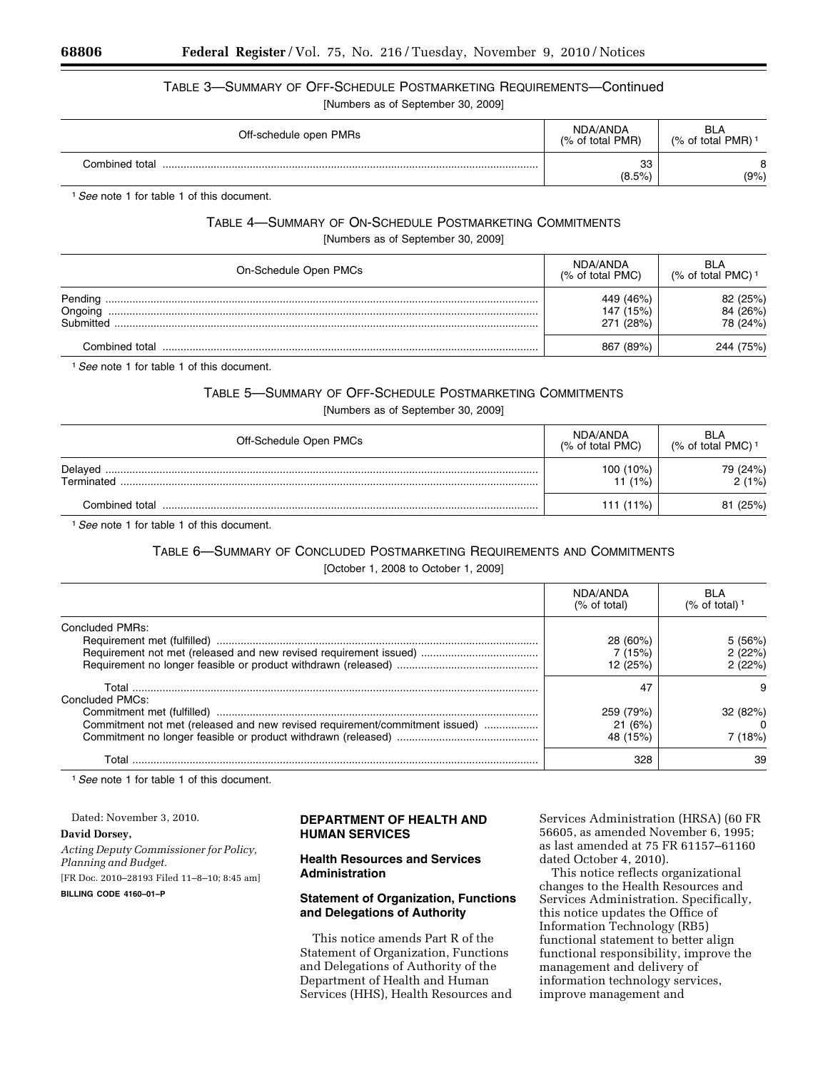TABLE 3—SUMMARY OF OFF-SCHEDULE POSTMARKETING REQUIREMENTS—Continued

[Numbers as of September 30, 2009]

| Off-schedule open PMRs | NDA/ANDA (% of total PMR) | BLA (% of total PMR) [1] |
|---|---|---|
| Combined total | 33 (8.5%) | 8 (9%) |

[1] *See* note 1 for table 1 of this document.

TABLE 4—SUMMARY OF ON-SCHEDULE POSTMARKETING COMMITMENTS

[Numbers as of September 30, 2009]

| On-Schedule Open PMCs | NDA/ANDA (% of total PMC) | BLA (% of total PMC) [1] |
|---|---|---|
| Pending | 449 (46%) | 82 (25%) |
| Ongoing | 147 (15%) | 84 (26%) |
| Submitted | 271 (28%) | 78 (24%) |
| Combined total | 867 (89%) | 244 (75%) |

[1] *See* note 1 for table 1 of this document.

TABLE 5—SUMMARY OF OFF-SCHEDULE POSTMARKETING COMMITMENTS

[Numbers as of September 30, 2009]

| Off-Schedule Open PMCs | NDA/ANDA (% of total PMC) | BLA (% of total PMC) [1] |
|---|---|---|
| Delayed | 100 (10%) | 79 (24%) |
| Terminated | 11 (1%) | 2 (1%) |
| Combined total | 111 (11%) | 81 (25%) |

[1] *See* note 1 for table 1 of this document.

TABLE 6—SUMMARY OF CONCLUDED POSTMARKETING REQUIREMENTS AND COMMITMENTS

[October 1, 2008 to October 1, 2009]

| | NDA/ANDA (% of total) | BLA (% of total) [1] |
|---|---|---|
| Concluded PMRs: | | |
| Requirement met (fulfilled) | 28 (60%) | 5 (56%) |
| Requirement not met (released and new revised requirement issued) | 7 (15%) | 2 (22%) |
| Requirement no longer feasible or product withdrawn (released) | 12 (25%) | 2 (22%) |
| Total | 47 | 9 |
| Concluded PMCs: | | |
| Commitment met (fulfilled) | 259 (79%) | 32 (82%) |
| Commitment not met (released and new revised requirement/commitment issued) | 21 (6%) | 0 |
| Commitment no longer feasible or product withdrawn (released) | 48 (15%) | 7 (18%) |
| Total | 328 | 39 |

[1] *See* note 1 for table 1 of this document.

Dated: November 3, 2010.

**David Dorsey,**

*Acting Deputy Commissioner for Policy, Planning and Budget.*

[FR Doc. 2010–28193 Filed 11–8–10; 8:45 am]

**BILLING CODE 4160–01–P**

## DEPARTMENT OF HEALTH AND HUMAN SERVICES

### Health Resources and Services Administration

### Statement of Organization, Functions and Delegations of Authority

This notice amends Part R of the Statement of Organization, Functions and Delegations of Authority of the Department of Health and Human Services (HHS), Health Resources and Services Administration (HRSA) (60 FR 56605, as amended November 6, 1995; as last amended at 75 FR 61157–61160 dated October 4, 2010).

This notice reflects organizational changes to the Health Resources and Services Administration. Specifically, this notice updates the Office of Information Technology (RB5) functional statement to better align functional responsibility, improve the management and delivery of information technology services, improve management and